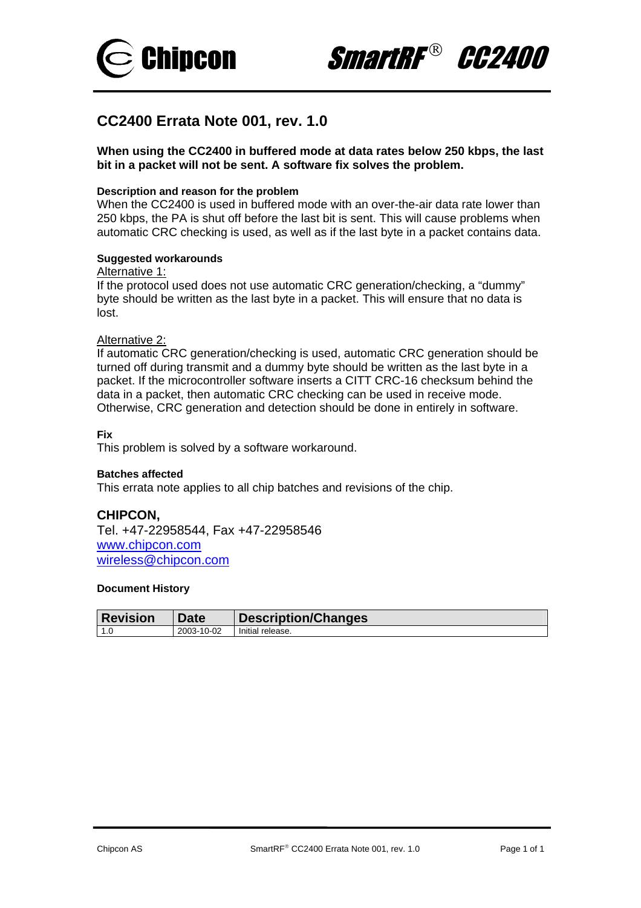# CC2400 Errata Note 001, rev. 1.0

**When using the CC2400 in buffered mode at data rates below 250 kbps, the last bit in a packet will not be sent. A software fix solves the problem.**

**Description and reason for the problem**

When the CC2400 is used in buffered mode with an over-the-air data rate lower than 250 kbps, the PA is shut off before the last bit is sent. This will cause problems when automatic CRC checking is used, as well as if the last byte in a packet contains data.

**Suggested workarounds**

Alternative 1:

If the protocol used does not use automatic CRC generation/checking, a “dummy” byte should be written as the last byte in a packet. This will ensure that no data is lost.

Alternative 2:

If automatic CRC generation/checking is used, automatic CRC generation should be turned off during transmit and a dummy byte should be written as the last byte in a packet. If the microcontroller software inserts a CITT CRC-16 checksum behind the data in a packet, then automatic CRC checking can be used in receive mode. Otherwise, CRC generation and detection should be done in entirely in software.

**Fix**

This problem is solved by a software workaround.

**Batches affected**

This errata note applies to all chip batches and revisions of the chip.

## CHIPCON,

Tel. +47-22958544, Fax +47-22958546

www.chipcon.com

wireless@chipcon.com

**Document History**

| Revision | Date | Description/Changes |
|---|---|---|
| 1.0 | 2003-10-02 | Initial release. |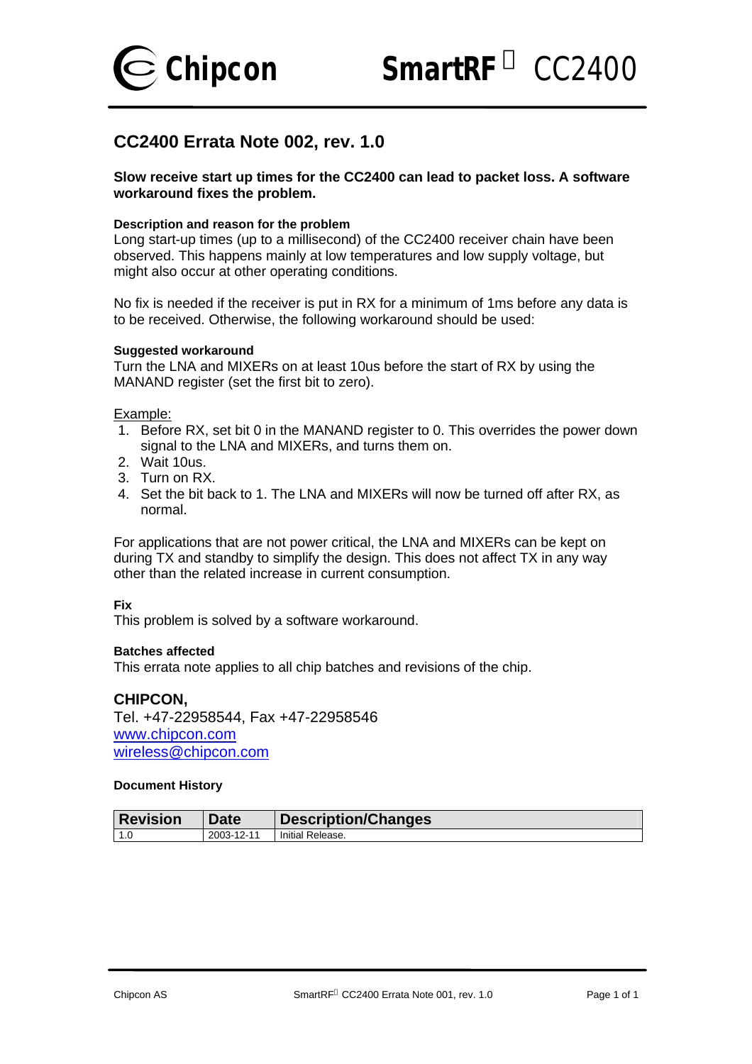# CC2400 Errata Note 002, rev. 1.0

**Slow receive start up times for the CC2400 can lead to packet loss. A software workaround fixes the problem.**

#### Description and reason for the problem

Long start-up times (up to a millisecond) of the CC2400 receiver chain have been observed. This happens mainly at low temperatures and low supply voltage, but might also occur at other operating conditions.

No fix is needed if the receiver is put in RX for a minimum of 1ms before any data is to be received. Otherwise, the following workaround should be used:

#### Suggested workaround

Turn the LNA and MIXERs on at least 10us before the start of RX by using the MANAND register (set the first bit to zero).

Example:

1. Before RX, set bit 0 in the MANAND register to 0. This overrides the power down signal to the LNA and MIXERs, and turns them on.
2. Wait 10us.
3. Turn on RX.
4. Set the bit back to 1. The LNA and MIXERs will now be turned off after RX, as normal.

For applications that are not power critical, the LNA and MIXERs can be kept on during TX and standby to simplify the design. This does not affect TX in any way other than the related increase in current consumption.

#### Fix

This problem is solved by a software workaround.

#### Batches affected

This errata note applies to all chip batches and revisions of the chip.

### CHIPCON,

Tel. +47-22958544, Fax +47-22958546
www.chipcon.com
wireless@chipcon.com

#### Document History

| Revision | Date | Description/Changes |
|---|---|---|
| 1.0 | 2003-12-11 | Initial Release. |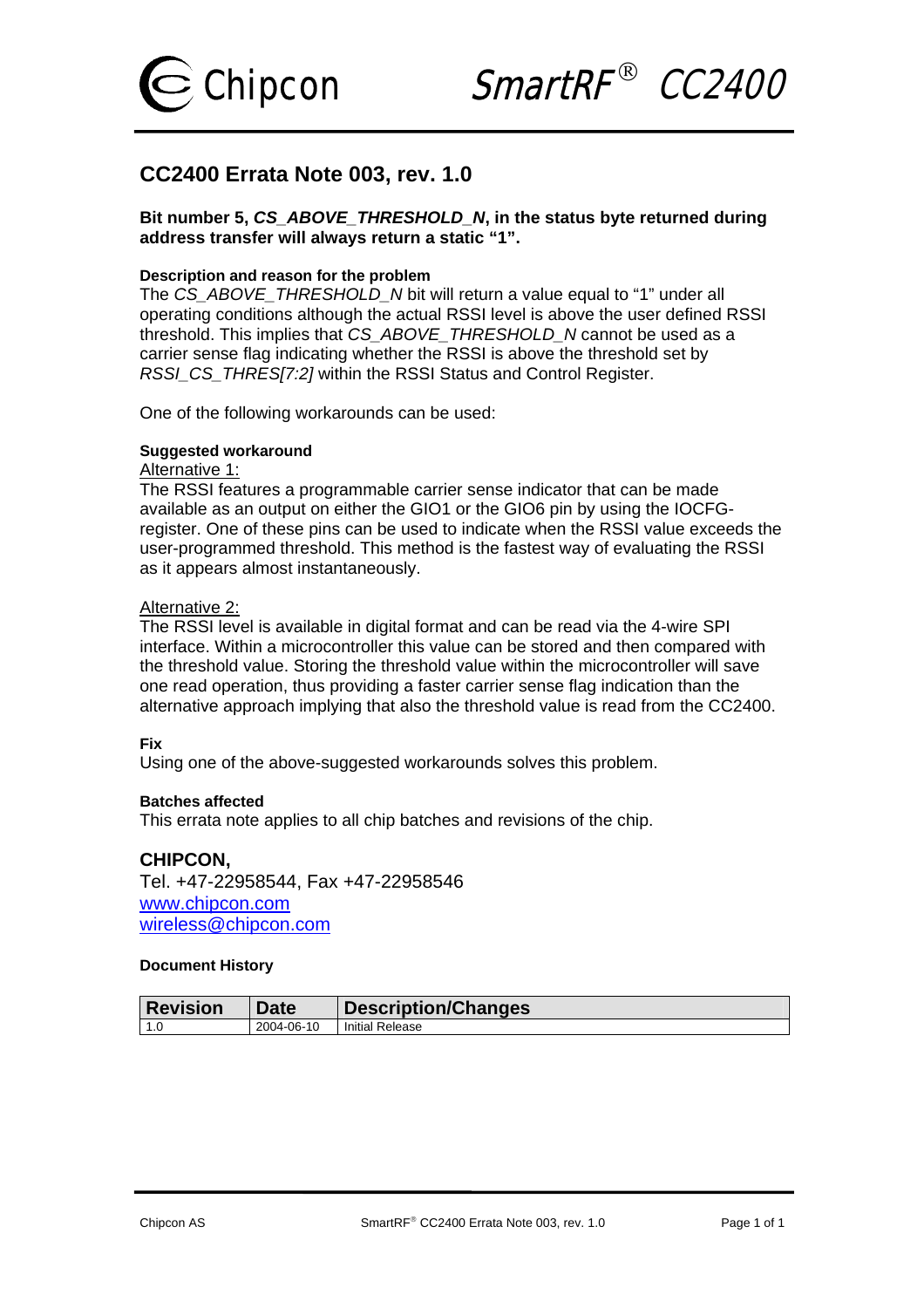# CC2400 Errata Note 003, rev. 1.0

**Bit number 5, *CS_ABOVE_THRESHOLD_N*, in the status byte returned during address transfer will always return a static "1".**

#### Description and reason for the problem

The *CS_ABOVE_THRESHOLD_N* bit will return a value equal to "1" under all operating conditions although the actual RSSI level is above the user defined RSSI threshold. This implies that *CS_ABOVE_THRESHOLD_N* cannot be used as a carrier sense flag indicating whether the RSSI is above the threshold set by *RSSI_CS_THRES[7:2]* within the RSSI Status and Control Register.

One of the following workarounds can be used:

#### Suggested workaround

<u>Alternative 1:</u>

The RSSI features a programmable carrier sense indicator that can be made available as an output on either the GIO1 or the GIO6 pin by using the IOCFG-register. One of these pins can be used to indicate when the RSSI value exceeds the user-programmed threshold. This method is the fastest way of evaluating the RSSI as it appears almost instantaneously.

<u>Alternative 2:</u>

The RSSI level is available in digital format and can be read via the 4-wire SPI interface. Within a microcontroller this value can be stored and then compared with the threshold value. Storing the threshold value within the microcontroller will save one read operation, thus providing a faster carrier sense flag indication than the alternative approach implying that also the threshold value is read from the CC2400.

#### Fix

Using one of the above-suggested workarounds solves this problem.

#### Batches affected

This errata note applies to all chip batches and revisions of the chip.

### CHIPCON,

Tel. +47-22958544, Fax +47-22958546
www.chipcon.com
wireless@chipcon.com

#### Document History

| Revision | Date | Description/Changes |
| --- | --- | --- |
| 1.0 | 2004-06-10 | Initial Release |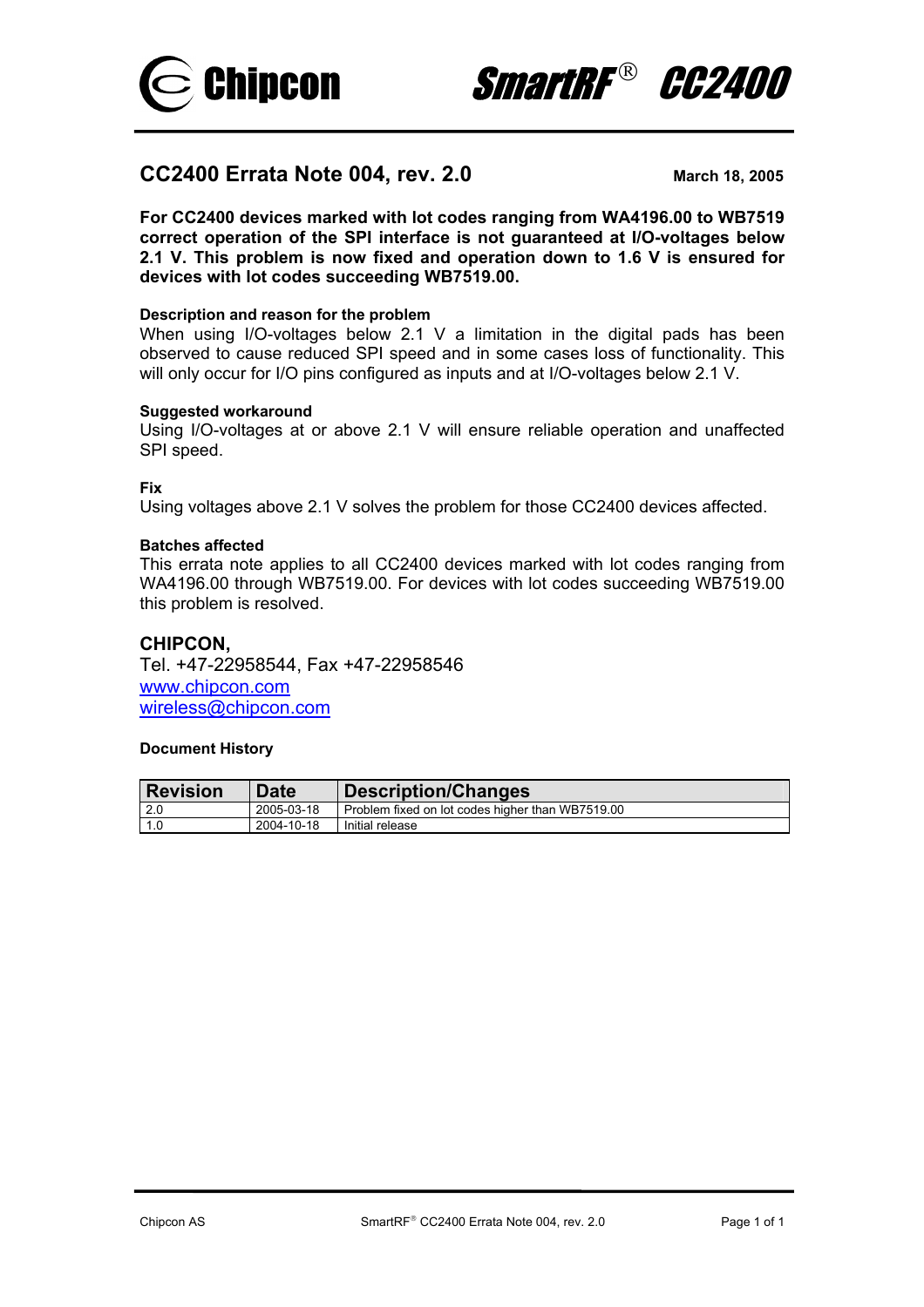## CC2400 Errata Note 004, rev. 2.0

**March 18, 2005**

**For CC2400 devices marked with lot codes ranging from WA4196.00 to WB7519 correct operation of the SPI interface is not guaranteed at I/O-voltages below 2.1 V. This problem is now fixed and operation down to 1.6 V is ensured for devices with lot codes succeeding WB7519.00.**

#### Description and reason for the problem

When using I/O-voltages below 2.1 V a limitation in the digital pads has been observed to cause reduced SPI speed and in some cases loss of functionality. This will only occur for I/O pins configured as inputs and at I/O-voltages below 2.1 V.

#### Suggested workaround

Using I/O-voltages at or above 2.1 V will ensure reliable operation and unaffected SPI speed.

#### Fix

Using voltages above 2.1 V solves the problem for those CC2400 devices affected.

#### Batches affected

This errata note applies to all CC2400 devices marked with lot codes ranging from WA4196.00 through WB7519.00. For devices with lot codes succeeding WB7519.00 this problem is resolved.

### CHIPCON,

Tel. +47-22958544, Fax +47-22958546
www.chipcon.com
wireless@chipcon.com

#### Document History

| Revision | Date | Description/Changes |
|---|---|---|
| 2.0 | 2005-03-18 | Problem fixed on lot codes higher than WB7519.00 |
| 1.0 | 2004-10-18 | Initial release |